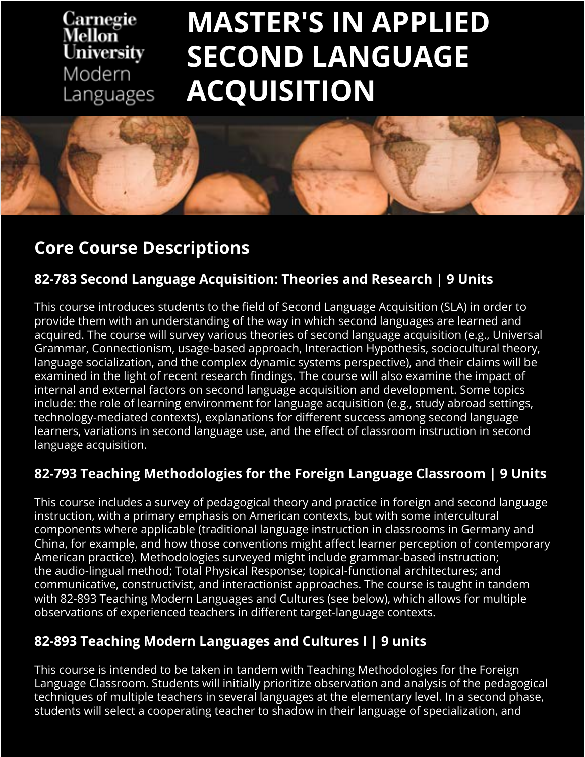Carnegie Mellon University Modern Languages

# MASTER'S IN APPLIED SECOND LANGUAGE ACQUISITION

## Core Course Descriptions

### 82-783 Second Language Acquisition: Theories and Research | 9 Units

This course introduces students to the field of Second Language Acquisition (SLA) in order to provide them with an understanding of the way in which second languages are learned and acquired. The course will survey various theories of second language acquisition (e.g., Universal Grammar, Connectionism, usage-based approach, Interaction Hypothesis, sociocultural theory, language socialization, and the complex dynamic systems perspective), and their claims will be examined in the light of recent research findings. The course will also examine the impact of internal and external factors on second language acquisition and development. Some topics include: the role of learning environment for language acquisition (e.g., study abroad settings, technology-mediated contexts), explanations for different success among second language learners, variations in second language use, and the effect of classroom instruction in second language acquisition.

### 82-793 Teaching Methodologies for the Foreign Language Classroom | 9 Units

This course includes a survey of pedagogical theory and practice in foreign and second language instruction, with a primary emphasis on American contexts, but with some intercultural components where applicable (traditional language instruction in classrooms in Germany and China, for example, and how those conventions might affect learner perception of contemporary American practice). Methodologies surveyed might include grammar-based instruction; the audio-lingual method; Total Physical Response; topical-functional architectures; and communicative, constructivist, and interactionist approaches. The course is taught in tandem with 82-893 Teaching Modern Languages and Cultures (see below), which allows for multiple observations of experienced teachers in different target-language contexts.

### 82-893 Teaching Modern Languages and Cultures I | 9 units

This course is intended to be taken in tandem with Teaching Methodologies for the Foreign Language Classroom. Students will initially prioritize observation and analysis of the pedagogical techniques of multiple teachers in several languages at the elementary level. In a second phase, students will select a cooperating teacher to shadow in their language of specialization, and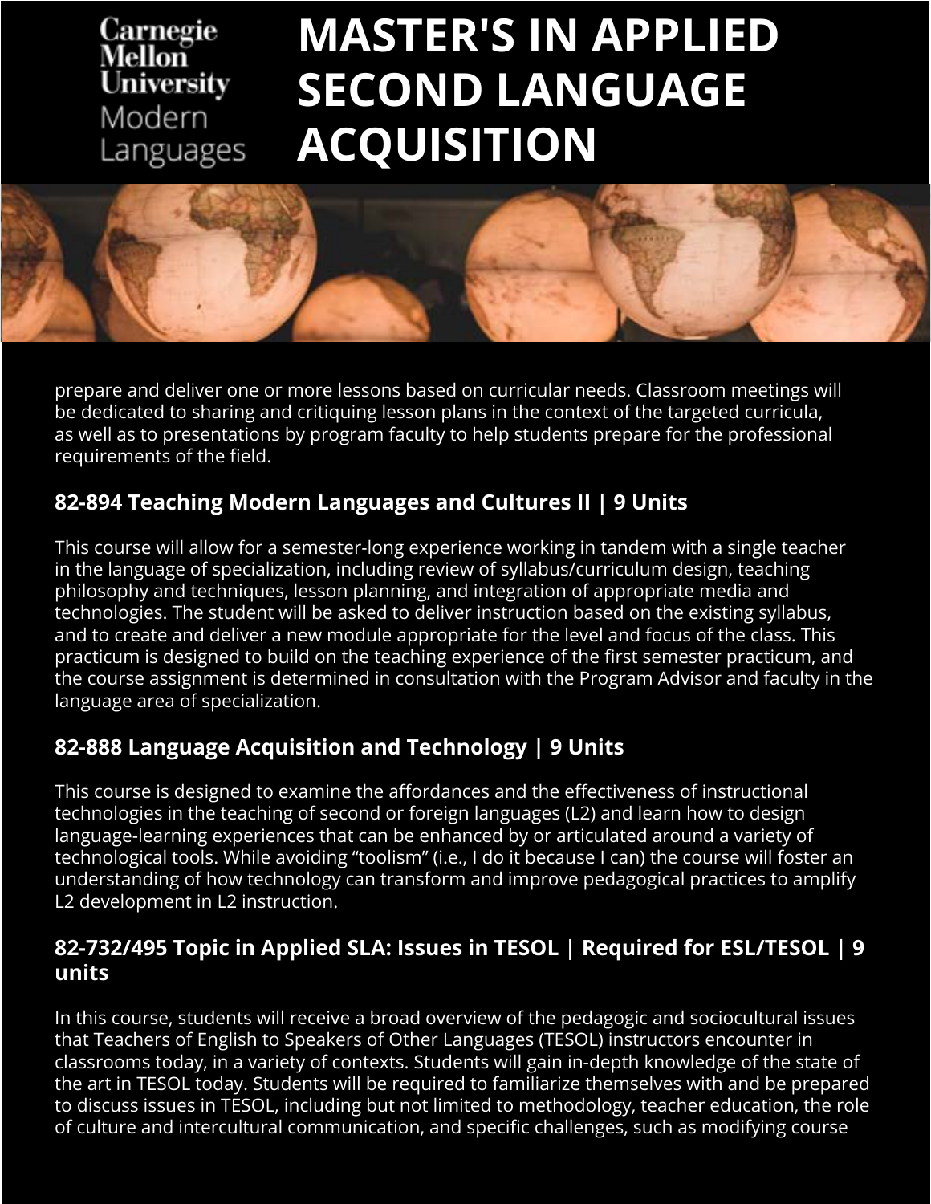prepare and deliver one or more lessons based on curricular needs. Classroom meetings will be dedicated to sharing and critiquing lesson plans in the context of the targeted curricula, as well as to presentations by program faculty to help students prepare for the professional requirements of the field.

### 82-894 Teaching Modern Languages and Cultures II | 9 Units

This course will allow for a semester-long experience working in tandem with a single teacher in the language of specialization, including review of syllabus/curriculum design, teaching philosophy and techniques, lesson planning, and integration of appropriate media and technologies. The student will be asked to deliver instruction based on the existing syllabus, and to create and deliver a new module appropriate for the level and focus of the class. This practicum is designed to build on the teaching experience of the first semester practicum, and the course assignment is determined in consultation with the Program Advisor and faculty in the language area of specialization.

### 82-888 Language Acquisition and Technology | 9 Units

This course is designed to examine the affordances and the effectiveness of instructional technologies in the teaching of second or foreign languages (L2) and learn how to design language-learning experiences that can be enhanced by or articulated around a variety of technological tools. While avoiding "toolism" (i.e., I do it because I can) the course will foster an understanding of how technology can transform and improve pedagogical practices to amplify L2 development in L2 instruction.

### 82-732/495 Topic in Applied SLA: Issues in TESOL | Required for ESL/TESOL | 9 units

In this course, students will receive a broad overview of the pedagogic and sociocultural issues that Teachers of English to Speakers of Other Languages (TESOL) instructors encounter in classrooms today, in a variety of contexts. Students will gain in-depth knowledge of the state of the art in TESOL today. Students will be required to familiarize themselves with and be prepared to discuss issues in TESOL, including but not limited to methodology, teacher education, the role of culture and intercultural communication, and specific challenges, such as modifying course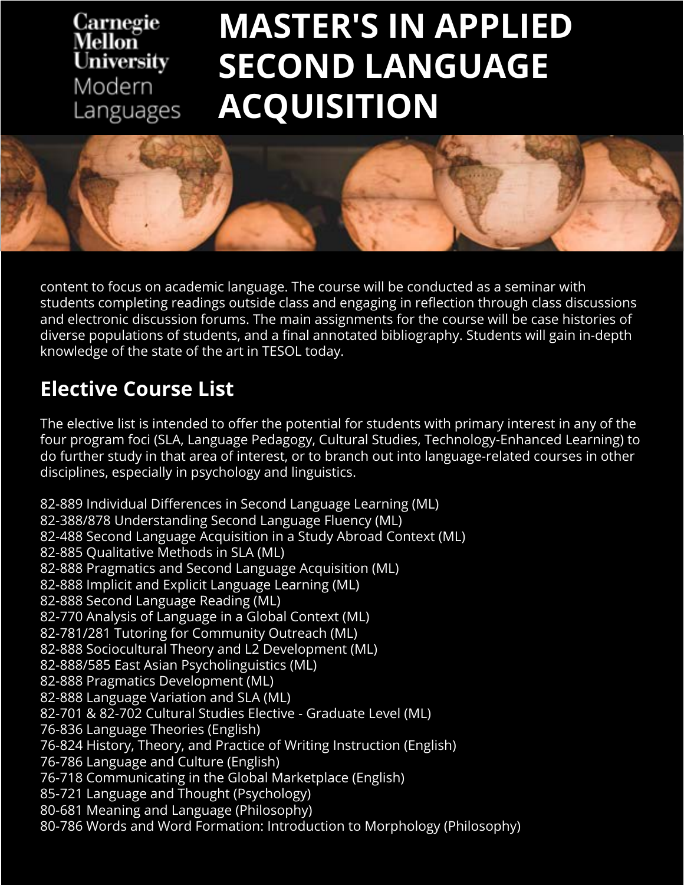content to focus on academic language. The course will be conducted as a seminar with students completing readings outside class and engaging in reflection through class discussions and electronic discussion forums. The main assignments for the course will be case histories of diverse populations of students, and a final annotated bibliography. Students will gain in-depth knowledge of the state of the art in TESOL today.

## Elective Course List

The elective list is intended to offer the potential for students with primary interest in any of the four program foci (SLA, Language Pedagogy, Cultural Studies, Technology-Enhanced Learning) to do further study in that area of interest, or to branch out into language-related courses in other disciplines, especially in psychology and linguistics.

82-889 Individual Differences in Second Language Learning (ML)
82-388/878 Understanding Second Language Fluency (ML)
82-488 Second Language Acquisition in a Study Abroad Context (ML)
82-885 Qualitative Methods in SLA (ML)
82-888 Pragmatics and Second Language Acquisition (ML)
82-888 Implicit and Explicit Language Learning (ML)
82-888 Second Language Reading (ML)
82-770 Analysis of Language in a Global Context (ML)
82-781/281 Tutoring for Community Outreach (ML)
82-888 Sociocultural Theory and L2 Development (ML)
82-888/585 East Asian Psycholinguistics (ML)
82-888 Pragmatics Development (ML)
82-888 Language Variation and SLA (ML)
82-701 & 82-702 Cultural Studies Elective - Graduate Level (ML)
76-836 Language Theories (English)
76-824 History, Theory, and Practice of Writing Instruction (English)
76-786 Language and Culture (English)
76-718 Communicating in the Global Marketplace (English)
85-721 Language and Thought (Psychology)
80-681 Meaning and Language (Philosophy)
80-786 Words and Word Formation: Introduction to Morphology (Philosophy)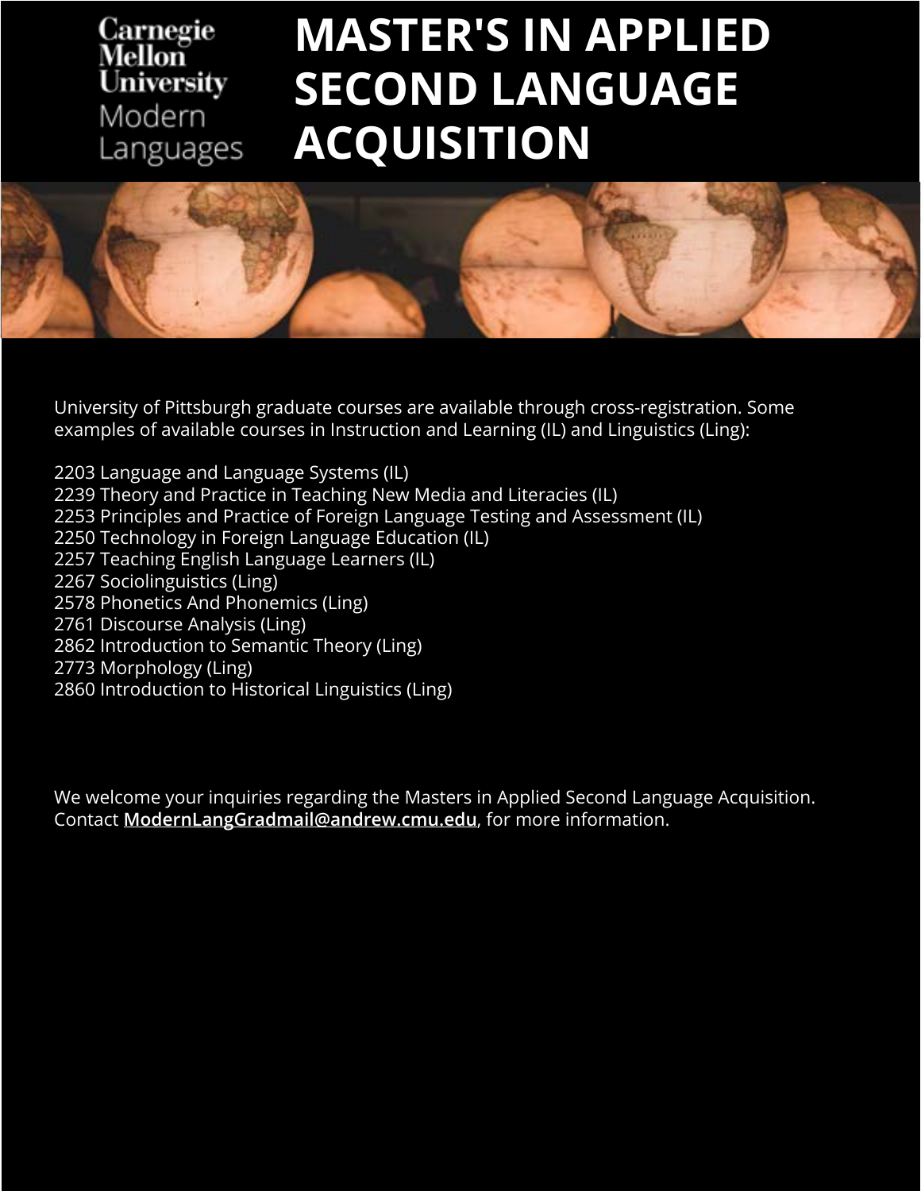Carnegie Mellon University Modern Languages

# MASTER'S IN APPLIED SECOND LANGUAGE ACQUISITION

University of Pittsburgh graduate courses are available through cross-registration. Some examples of available courses in Instruction and Learning (IL) and Linguistics (Ling):

2203 Language and Language Systems (IL)
2239 Theory and Practice in Teaching New Media and Literacies (IL)
2253 Principles and Practice of Foreign Language Testing and Assessment (IL)
2250 Technology in Foreign Language Education (IL)
2257 Teaching English Language Learners (IL)
2267 Sociolinguistics (Ling)
2578 Phonetics And Phonemics (Ling)
2761 Discourse Analysis (Ling)
2862 Introduction to Semantic Theory (Ling)
2773 Morphology (Ling)
2860 Introduction to Historical Linguistics (Ling)

We welcome your inquiries regarding the Masters in Applied Second Language Acquisition. Contact **ModernLangGradmail@andrew.cmu.edu**, for more information.